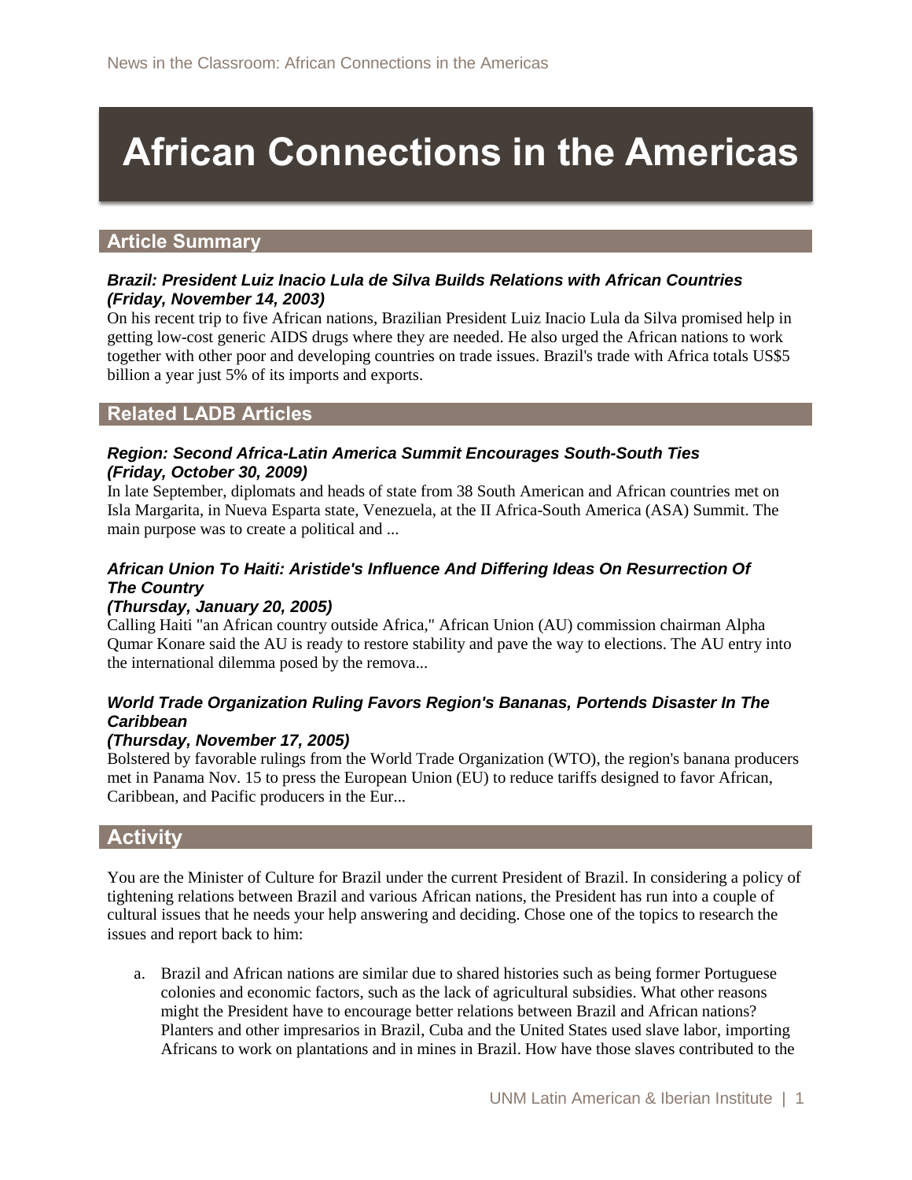# African Connections in the Americas

## Article Summary

***Brazil: President Luiz Inacio Lula de Silva Builds Relations with African Countries (Friday, November 14, 2003)***

On his recent trip to five African nations, Brazilian President Luiz Inacio Lula da Silva promised help in getting low-cost generic AIDS drugs where they are needed. He also urged the African nations to work together with other poor and developing countries on trade issues. Brazil's trade with Africa totals US$5 billion a year just 5% of its imports and exports.

## Related LADB Articles

***Region: Second Africa-Latin America Summit Encourages South-South Ties (Friday, October 30, 2009)***

In late September, diplomats and heads of state from 38 South American and African countries met on Isla Margarita, in Nueva Esparta state, Venezuela, at the II Africa-South America (ASA) Summit. The main purpose was to create a political and ...

***African Union To Haiti: Aristide's Influence And Differing Ideas On Resurrection Of The Country (Thursday, January 20, 2005)***

Calling Haiti "an African country outside Africa," African Union (AU) commission chairman Alpha Qumar Konare said the AU is ready to restore stability and pave the way to elections. The AU entry into the international dilemma posed by the remova...

***World Trade Organization Ruling Favors Region's Bananas, Portends Disaster In The Caribbean (Thursday, November 17, 2005)***

Bolstered by favorable rulings from the World Trade Organization (WTO), the region's banana producers met in Panama Nov. 15 to press the European Union (EU) to reduce tariffs designed to favor African, Caribbean, and Pacific producers in the Eur...

## Activity

You are the Minister of Culture for Brazil under the current President of Brazil. In considering a policy of tightening relations between Brazil and various African nations, the President has run into a couple of cultural issues that he needs your help answering and deciding. Chose one of the topics to research the issues and report back to him:

a. Brazil and African nations are similar due to shared histories such as being former Portuguese colonies and economic factors, such as the lack of agricultural subsidies. What other reasons might the President have to encourage better relations between Brazil and African nations? Planters and other impresarios in Brazil, Cuba and the United States used slave labor, importing Africans to work on plantations and in mines in Brazil. How have those slaves contributed to the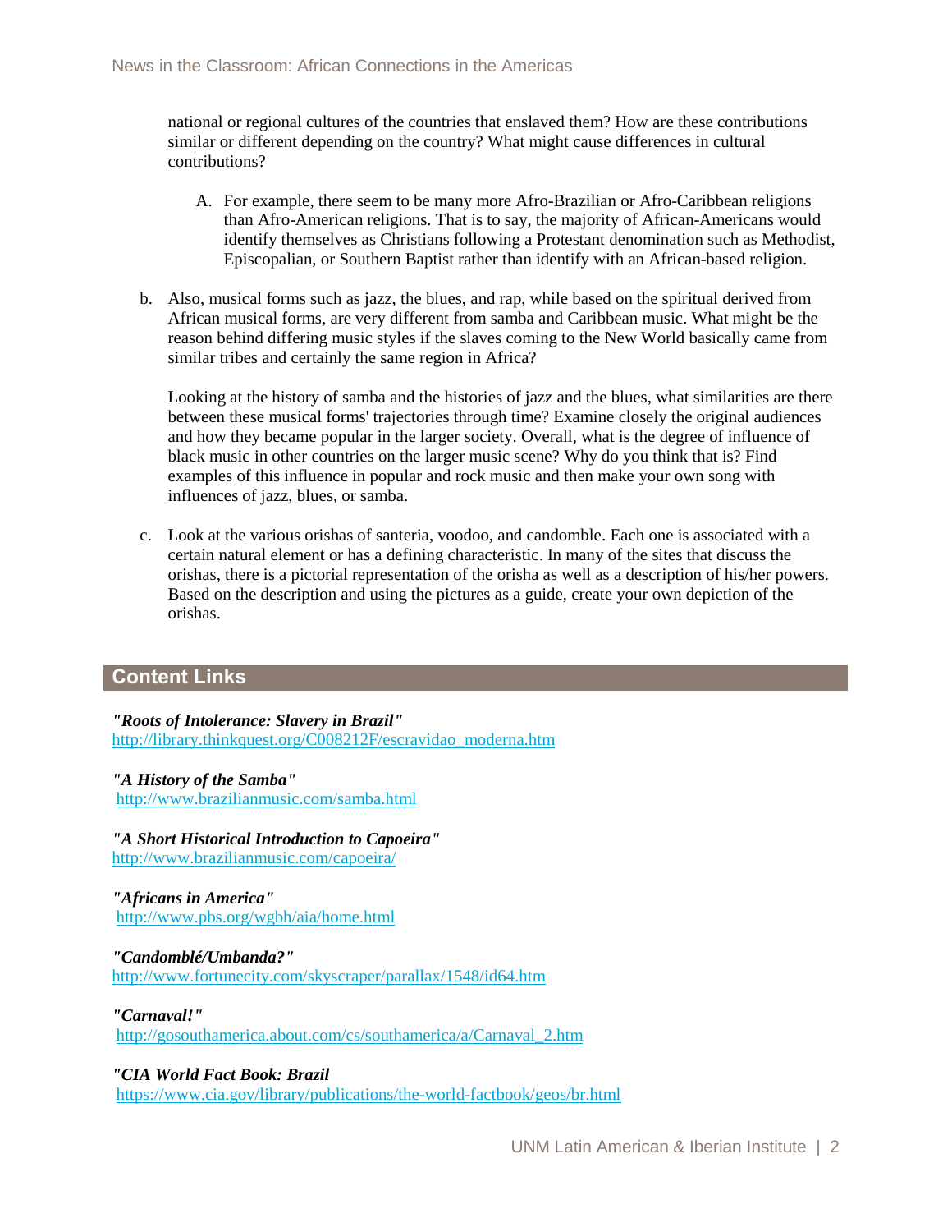national or regional cultures of the countries that enslaved them? How are these contributions similar or different depending on the country? What might cause differences in cultural contributions?

A. For example, there seem to be many more Afro-Brazilian or Afro-Caribbean religions than Afro-American religions. That is to say, the majority of African-Americans would identify themselves as Christians following a Protestant denomination such as Methodist, Episcopalian, or Southern Baptist rather than identify with an African-based religion.

b. Also, musical forms such as jazz, the blues, and rap, while based on the spiritual derived from African musical forms, are very different from samba and Caribbean music. What might be the reason behind differing music styles if the slaves coming to the New World basically came from similar tribes and certainly the same region in Africa?

   Looking at the history of samba and the histories of jazz and the blues, what similarities are there between these musical forms' trajectories through time? Examine closely the original audiences and how they became popular in the larger society. Overall, what is the degree of influence of black music in other countries on the larger music scene? Why do you think that is? Find examples of this influence in popular and rock music and then make your own song with influences of jazz, blues, or samba.

c. Look at the various orishas of santeria, voodoo, and candomble. Each one is associated with a certain natural element or has a defining characteristic. In many of the sites that discuss the orishas, there is a pictorial representation of the orisha as well as a description of his/her powers. Based on the description and using the pictures as a guide, create your own depiction of the orishas.

## Content Links

***"Roots of Intolerance: Slavery in Brazil"***
http://library.thinkquest.org/C008212F/escravidao_moderna.htm

***"A History of the Samba"***
http://www.brazilianmusic.com/samba.html

***"A Short Historical Introduction to Capoeira"***
http://www.brazilianmusic.com/capoeira/

***"Africans in America"***
http://www.pbs.org/wgbh/aia/home.html

***"Candomblé/Umbanda?"***
http://www.fortunecity.com/skyscraper/parallax/1548/id64.htm

***"Carnaval!"***
http://gosouthamerica.about.com/cs/southamerica/a/Carnaval_2.htm

***"CIA World Fact Book: Brazil***
https://www.cia.gov/library/publications/the-world-factbook/geos/br.html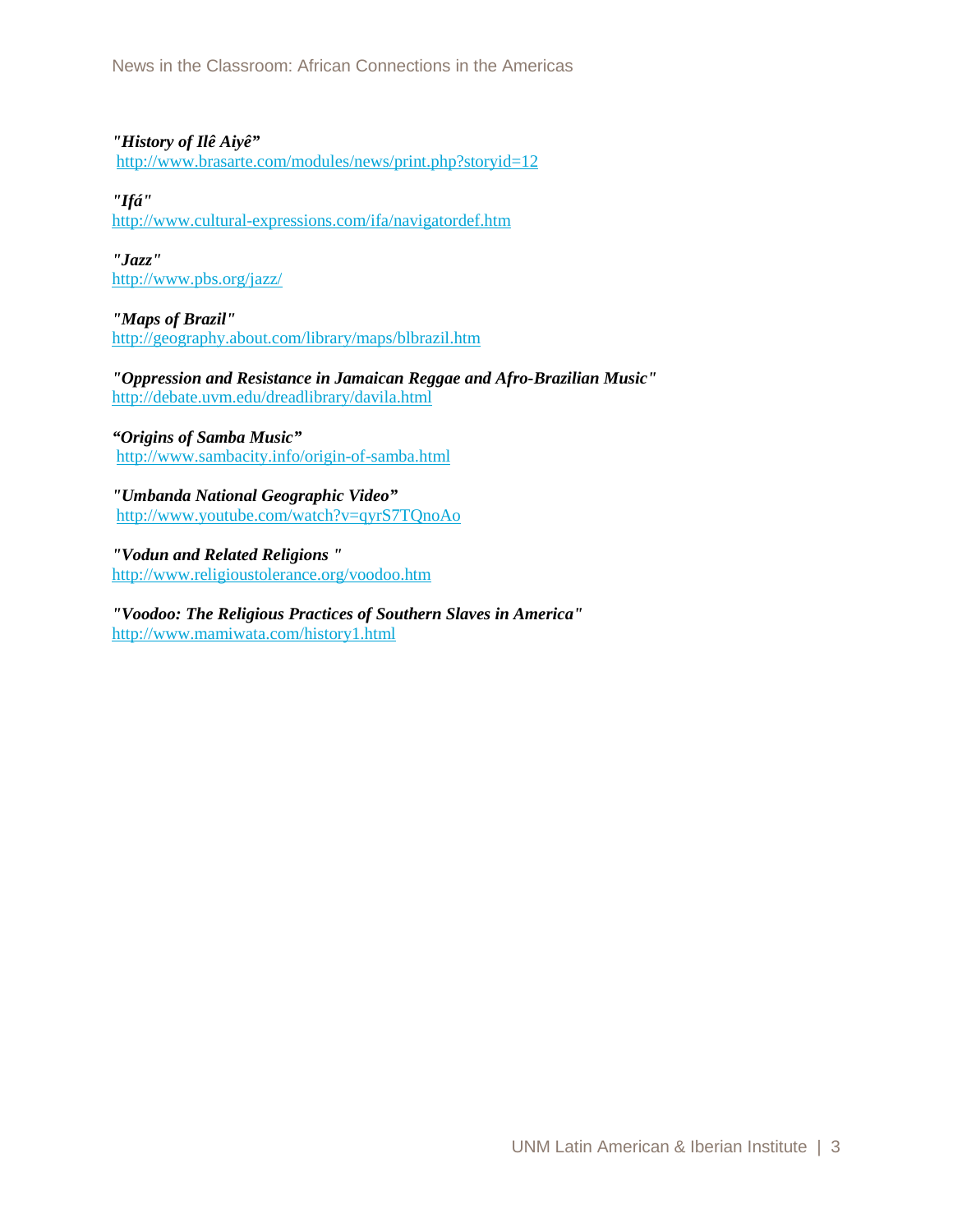***"History of Ilê Aiyê"***
http://www.brasarte.com/modules/news/print.php?storyid=12

***"Ifá"***
http://www.cultural-expressions.com/ifa/navigatordef.htm

***"Jazz"***
http://www.pbs.org/jazz/

***"Maps of Brazil"***
http://geography.about.com/library/maps/blbrazil.htm

***"Oppression and Resistance in Jamaican Reggae and Afro-Brazilian Music"***
http://debate.uvm.edu/dreadlibrary/davila.html

***"Origins of Samba Music"***
http://www.sambacity.info/origin-of-samba.html

***"Umbanda National Geographic Video"***
http://www.youtube.com/watch?v=qyrS7TQnoAo

***"Vodun and Related Religions "***
http://www.religioustolerance.org/voodoo.htm

***"Voodoo: The Religious Practices of Southern Slaves in America"***
http://www.mamiwata.com/history1.html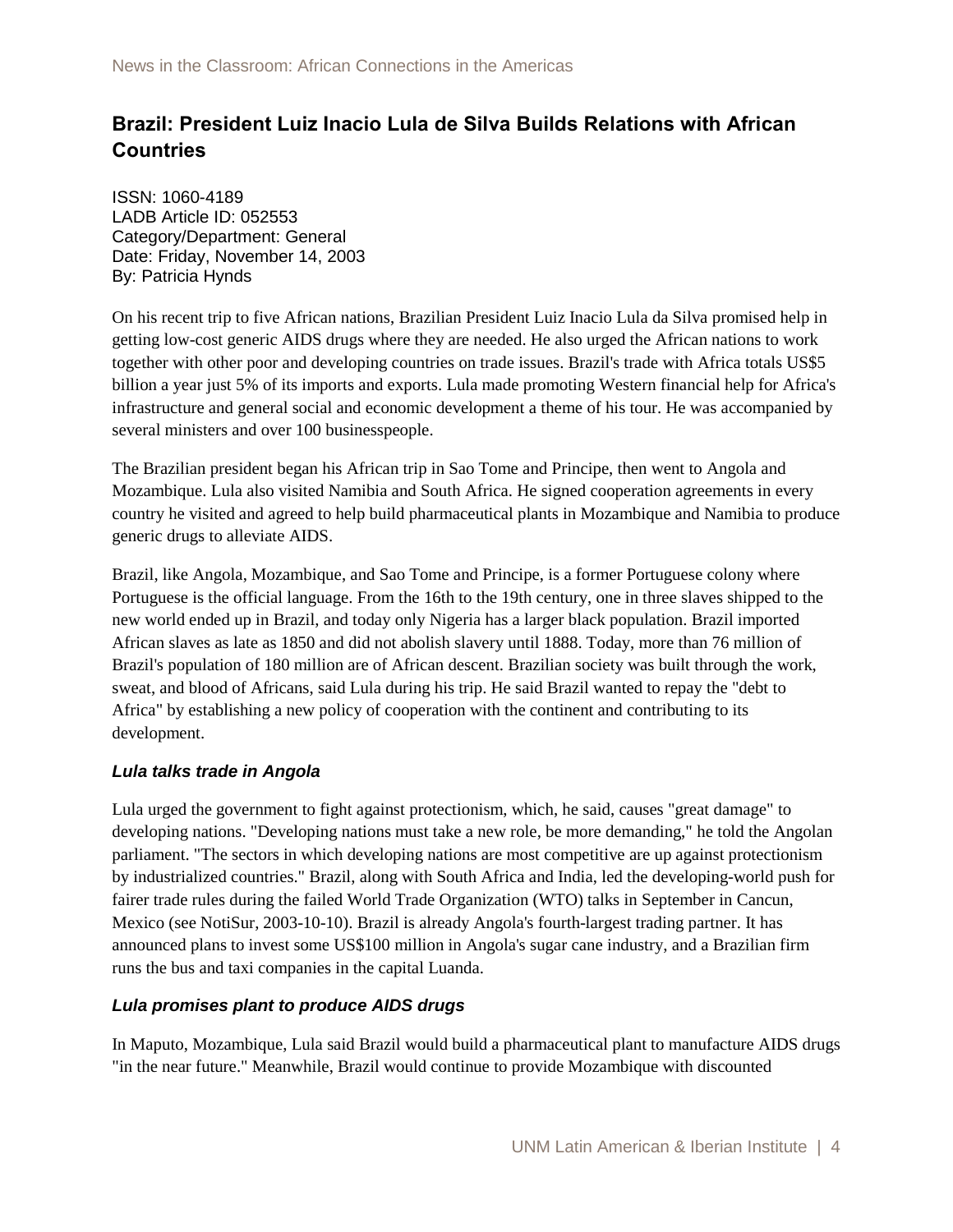## Brazil: President Luiz Inacio Lula de Silva Builds Relations with African Countries

ISSN: 1060-4189
LADB Article ID: 052553
Category/Department: General
Date: Friday, November 14, 2003
By: Patricia Hynds

On his recent trip to five African nations, Brazilian President Luiz Inacio Lula da Silva promised help in getting low-cost generic AIDS drugs where they are needed. He also urged the African nations to work together with other poor and developing countries on trade issues. Brazil's trade with Africa totals US$5 billion a year just 5% of its imports and exports. Lula made promoting Western financial help for Africa's infrastructure and general social and economic development a theme of his tour. He was accompanied by several ministers and over 100 businesspeople.

The Brazilian president began his African trip in Sao Tome and Principe, then went to Angola and Mozambique. Lula also visited Namibia and South Africa. He signed cooperation agreements in every country he visited and agreed to help build pharmaceutical plants in Mozambique and Namibia to produce generic drugs to alleviate AIDS.

Brazil, like Angola, Mozambique, and Sao Tome and Principe, is a former Portuguese colony where Portuguese is the official language. From the 16th to the 19th century, one in three slaves shipped to the new world ended up in Brazil, and today only Nigeria has a larger black population. Brazil imported African slaves as late as 1850 and did not abolish slavery until 1888. Today, more than 76 million of Brazil's population of 180 million are of African descent. Brazilian society was built through the work, sweat, and blood of Africans, said Lula during his trip. He said Brazil wanted to repay the "debt to Africa" by establishing a new policy of cooperation with the continent and contributing to its development.

### *Lula talks trade in Angola*

Lula urged the government to fight against protectionism, which, he said, causes "great damage" to developing nations. "Developing nations must take a new role, be more demanding," he told the Angolan parliament. "The sectors in which developing nations are most competitive are up against protectionism by industrialized countries." Brazil, along with South Africa and India, led the developing-world push for fairer trade rules during the failed World Trade Organization (WTO) talks in September in Cancun, Mexico (see NotiSur, 2003-10-10). Brazil is already Angola's fourth-largest trading partner. It has announced plans to invest some US$100 million in Angola's sugar cane industry, and a Brazilian firm runs the bus and taxi companies in the capital Luanda.

### *Lula promises plant to produce AIDS drugs*

In Maputo, Mozambique, Lula said Brazil would build a pharmaceutical plant to manufacture AIDS drugs "in the near future." Meanwhile, Brazil would continue to provide Mozambique with discounted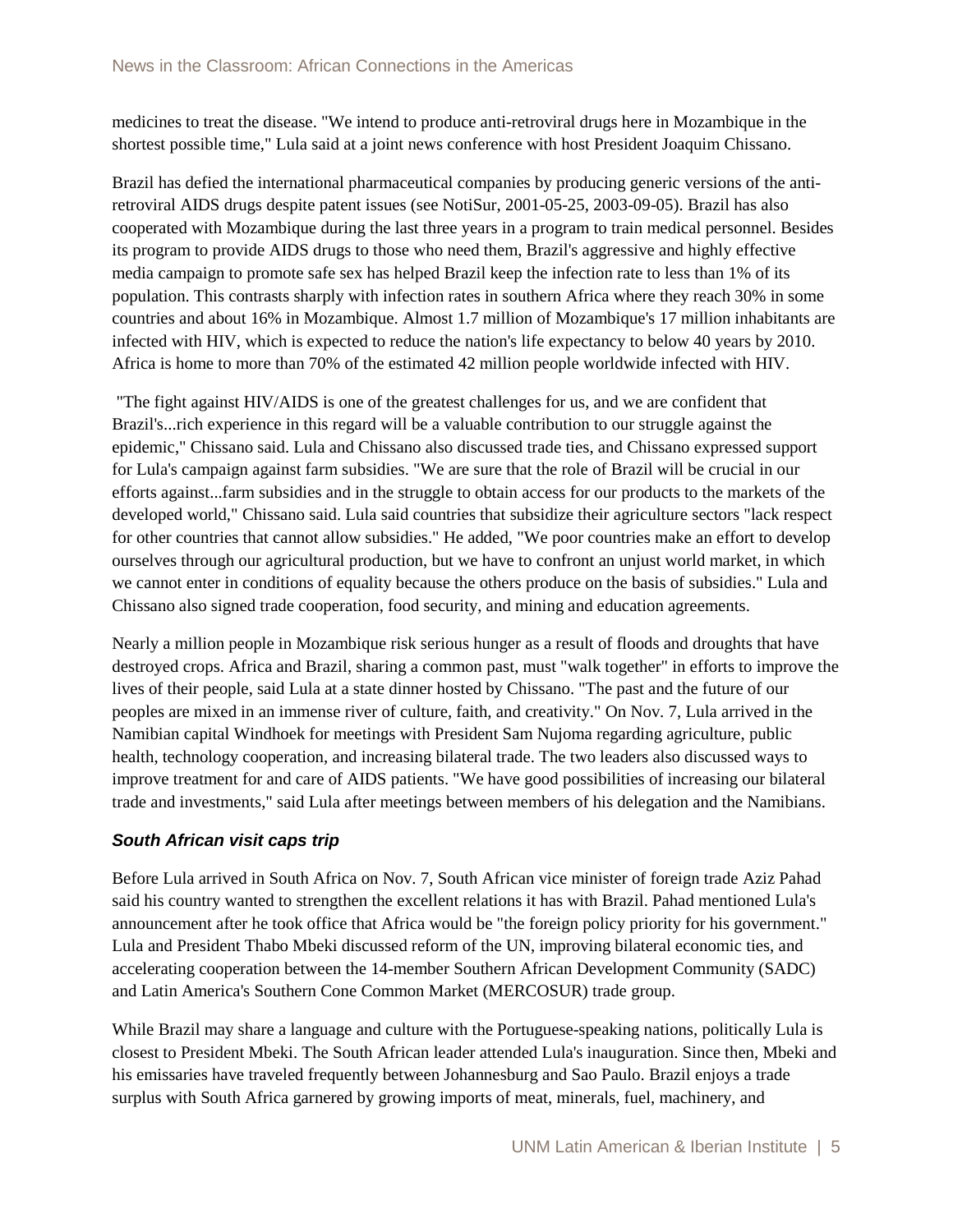medicines to treat the disease. "We intend to produce anti-retroviral drugs here in Mozambique in the shortest possible time," Lula said at a joint news conference with host President Joaquim Chissano.

Brazil has defied the international pharmaceutical companies by producing generic versions of the anti-retroviral AIDS drugs despite patent issues (see NotiSur, 2001-05-25, 2003-09-05). Brazil has also cooperated with Mozambique during the last three years in a program to train medical personnel. Besides its program to provide AIDS drugs to those who need them, Brazil's aggressive and highly effective media campaign to promote safe sex has helped Brazil keep the infection rate to less than 1% of its population. This contrasts sharply with infection rates in southern Africa where they reach 30% in some countries and about 16% in Mozambique. Almost 1.7 million of Mozambique's 17 million inhabitants are infected with HIV, which is expected to reduce the nation's life expectancy to below 40 years by 2010. Africa is home to more than 70% of the estimated 42 million people worldwide infected with HIV.

"The fight against HIV/AIDS is one of the greatest challenges for us, and we are confident that Brazil's...rich experience in this regard will be a valuable contribution to our struggle against the epidemic," Chissano said. Lula and Chissano also discussed trade ties, and Chissano expressed support for Lula's campaign against farm subsidies. "We are sure that the role of Brazil will be crucial in our efforts against...farm subsidies and in the struggle to obtain access for our products to the markets of the developed world," Chissano said. Lula said countries that subsidize their agriculture sectors "lack respect for other countries that cannot allow subsidies." He added, "We poor countries make an effort to develop ourselves through our agricultural production, but we have to confront an unjust world market, in which we cannot enter in conditions of equality because the others produce on the basis of subsidies." Lula and Chissano also signed trade cooperation, food security, and mining and education agreements.

Nearly a million people in Mozambique risk serious hunger as a result of floods and droughts that have destroyed crops. Africa and Brazil, sharing a common past, must "walk together" in efforts to improve the lives of their people, said Lula at a state dinner hosted by Chissano. "The past and the future of our peoples are mixed in an immense river of culture, faith, and creativity." On Nov. 7, Lula arrived in the Namibian capital Windhoek for meetings with President Sam Nujoma regarding agriculture, public health, technology cooperation, and increasing bilateral trade. The two leaders also discussed ways to improve treatment for and care of AIDS patients. "We have good possibilities of increasing our bilateral trade and investments," said Lula after meetings between members of his delegation and the Namibians.

### *South African visit caps trip*

Before Lula arrived in South Africa on Nov. 7, South African vice minister of foreign trade Aziz Pahad said his country wanted to strengthen the excellent relations it has with Brazil. Pahad mentioned Lula's announcement after he took office that Africa would be "the foreign policy priority for his government." Lula and President Thabo Mbeki discussed reform of the UN, improving bilateral economic ties, and accelerating cooperation between the 14-member Southern African Development Community (SADC) and Latin America's Southern Cone Common Market (MERCOSUR) trade group.

While Brazil may share a language and culture with the Portuguese-speaking nations, politically Lula is closest to President Mbeki. The South African leader attended Lula's inauguration. Since then, Mbeki and his emissaries have traveled frequently between Johannesburg and Sao Paulo. Brazil enjoys a trade surplus with South Africa garnered by growing imports of meat, minerals, fuel, machinery, and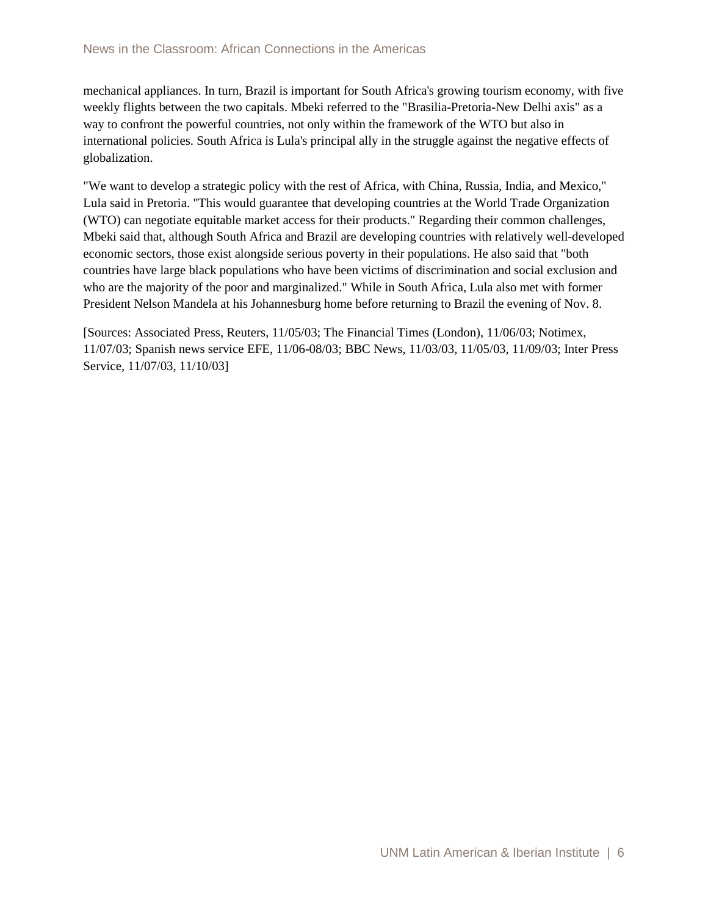mechanical appliances. In turn, Brazil is important for South Africa's growing tourism economy, with five weekly flights between the two capitals. Mbeki referred to the "Brasilia-Pretoria-New Delhi axis" as a way to confront the powerful countries, not only within the framework of the WTO but also in international policies. South Africa is Lula's principal ally in the struggle against the negative effects of globalization.

"We want to develop a strategic policy with the rest of Africa, with China, Russia, India, and Mexico," Lula said in Pretoria. "This would guarantee that developing countries at the World Trade Organization (WTO) can negotiate equitable market access for their products." Regarding their common challenges, Mbeki said that, although South Africa and Brazil are developing countries with relatively well-developed economic sectors, those exist alongside serious poverty in their populations. He also said that "both countries have large black populations who have been victims of discrimination and social exclusion and who are the majority of the poor and marginalized." While in South Africa, Lula also met with former President Nelson Mandela at his Johannesburg home before returning to Brazil the evening of Nov. 8.

[Sources: Associated Press, Reuters, 11/05/03; The Financial Times (London), 11/06/03; Notimex, 11/07/03; Spanish news service EFE, 11/06-08/03; BBC News, 11/03/03, 11/05/03, 11/09/03; Inter Press Service, 11/07/03, 11/10/03]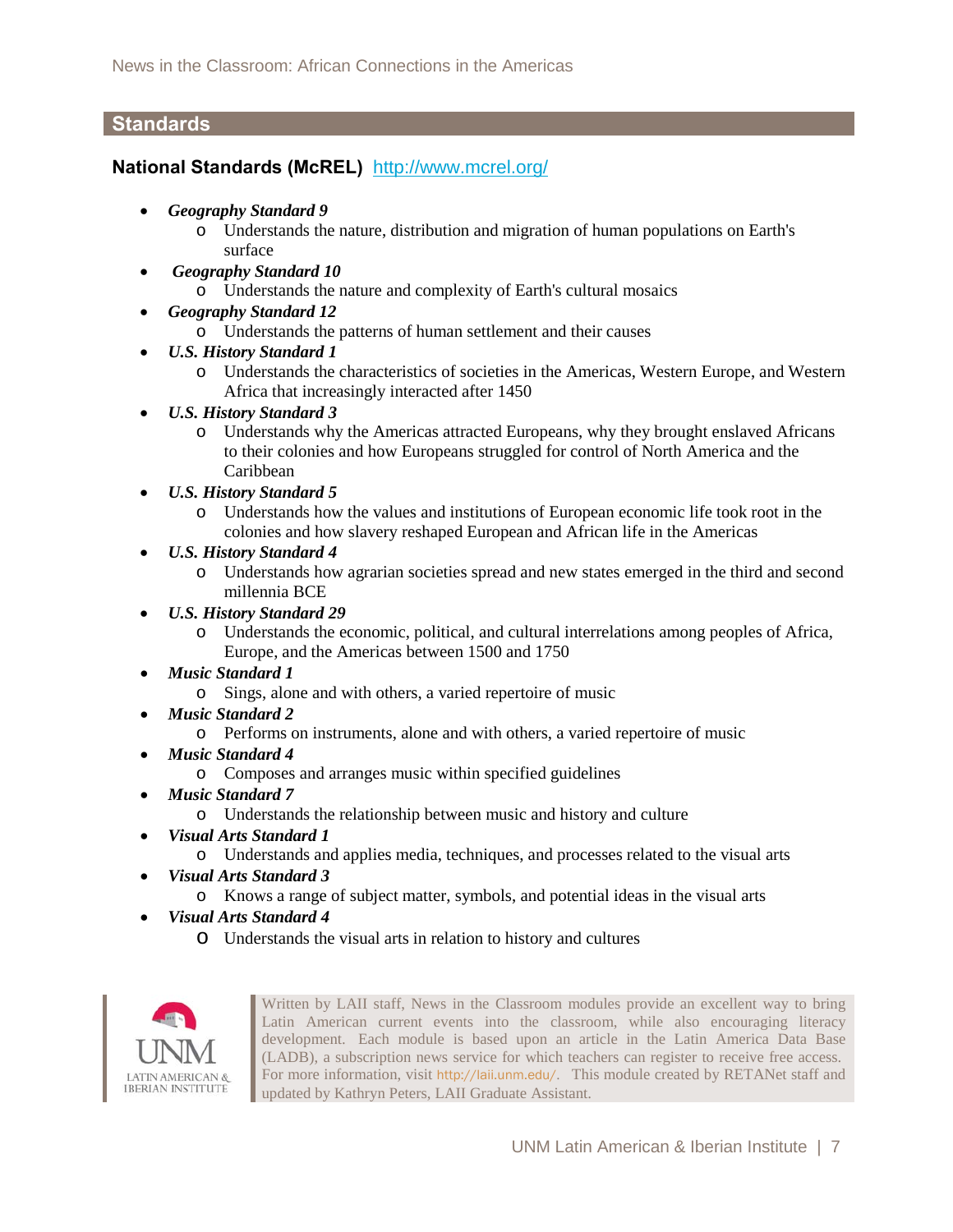## Standards

### National Standards (McREL) http://www.mcrel.org/

- ***Geography Standard 9***
  - Understands the nature, distribution and migration of human populations on Earth's surface
- ***Geography Standard 10***
  - Understands the nature and complexity of Earth's cultural mosaics
- ***Geography Standard 12***
  - Understands the patterns of human settlement and their causes
- ***U.S. History Standard 1***
  - Understands the characteristics of societies in the Americas, Western Europe, and Western Africa that increasingly interacted after 1450
- ***U.S. History Standard 3***
  - Understands why the Americas attracted Europeans, why they brought enslaved Africans to their colonies and how Europeans struggled for control of North America and the Caribbean
- ***U.S. History Standard 5***
  - Understands how the values and institutions of European economic life took root in the colonies and how slavery reshaped European and African life in the Americas
- ***U.S. History Standard 4***
  - Understands how agrarian societies spread and new states emerged in the third and second millennia BCE
- ***U.S. History Standard 29***
  - Understands the economic, political, and cultural interrelations among peoples of Africa, Europe, and the Americas between 1500 and 1750
- ***Music Standard 1***
  - Sings, alone and with others, a varied repertoire of music
- ***Music Standard 2***
  - Performs on instruments, alone and with others, a varied repertoire of music
- ***Music Standard 4***
  - Composes and arranges music within specified guidelines
- ***Music Standard 7***
  - Understands the relationship between music and history and culture
- ***Visual Arts Standard 1***
  - Understands and applies media, techniques, and processes related to the visual arts
- ***Visual Arts Standard 3***
  - Knows a range of subject matter, symbols, and potential ideas in the visual arts
- ***Visual Arts Standard 4***
  - Understands the visual arts in relation to history and cultures

UNM LATIN AMERICAN & IBERIAN INSTITUTE

Written by LAII staff, News in the Classroom modules provide an excellent way to bring Latin American current events into the classroom, while also encouraging literacy development. Each module is based upon an article in the Latin America Data Base (LADB), a subscription news service for which teachers can register to receive free access. For more information, visit http://laii.unm.edu/. This module created by RETANet staff and updated by Kathryn Peters, LAII Graduate Assistant.